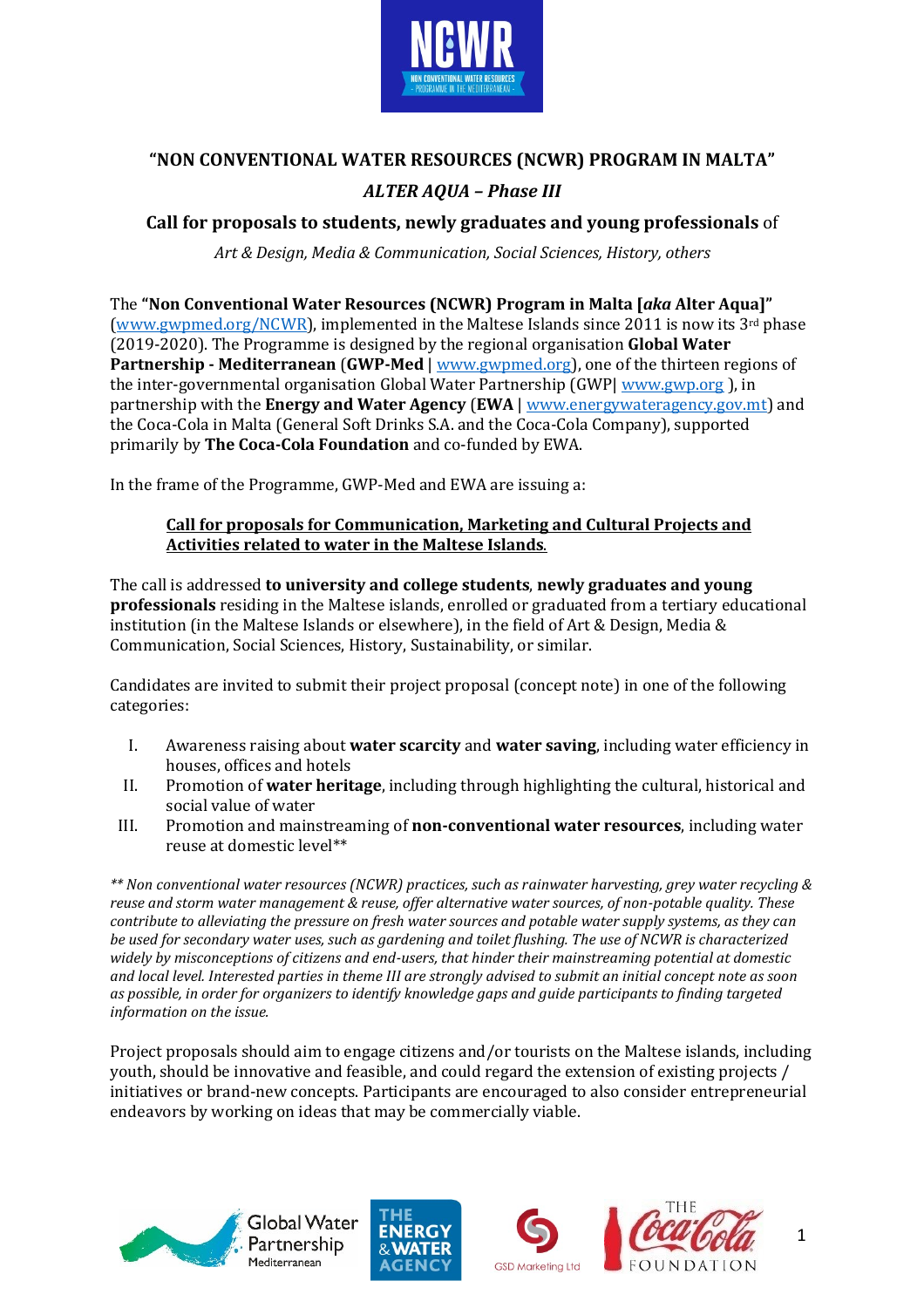# "NON CONVENTIONAL WATER RESOURCES (NCWR) PROGRAM IN MALTA"

## *ALTER AQUA – Phase III*

### **Call for proposals to students, newly graduates and young professionals** of

*Art & Design, Media & Communication, Social Sciences, History, others*

The **"Non Conventional Water Resources (NCWR) Program in Malta [*aka* Alter Aqua]"** (www.gwpmed.org/NCWR), implemented in the Maltese Islands since 2011 is now its 3rd phase (2019-2020). The Programme is designed by the regional organisation **Global Water Partnership - Mediterranean** (**GWP-Med** | www.gwpmed.org), one of the thirteen regions of the inter-governmental organisation Global Water Partnership (GWP| www.gwp.org ), in partnership with the **Energy and Water Agency** (**EWA** | www.energywateragency.gov.mt) and the Coca-Cola in Malta (General Soft Drinks S.A. and the Coca-Cola Company), supported primarily by **The Coca-Cola Foundation** and co-funded by EWA.

In the frame of the Programme, GWP-Med and EWA are issuing a:

**Call for proposals for Communication, Marketing and Cultural Projects and Activities related to water in the Maltese Islands.**

The call is addressed **to university and college students**, **newly graduates and young professionals** residing in the Maltese islands, enrolled or graduated from a tertiary educational institution (in the Maltese Islands or elsewhere), in the field of Art & Design, Media & Communication, Social Sciences, History, Sustainability, or similar.

Candidates are invited to submit their project proposal (concept note) in one of the following categories:

I. Awareness raising about **water scarcity** and **water saving**, including water efficiency in houses, offices and hotels
II. Promotion of **water heritage**, including through highlighting the cultural, historical and social value of water
III. Promotion and mainstreaming of **non-conventional water resources**, including water reuse at domestic level**

*** Non conventional water resources (NCWR) practices, such as rainwater harvesting, grey water recycling & reuse and storm water management & reuse, offer alternative water sources, of non-potable quality. These contribute to alleviating the pressure on fresh water sources and potable water supply systems, as they can be used for secondary water uses, such as gardening and toilet flushing. The use of NCWR is characterized widely by misconceptions of citizens and end-users, that hinder their mainstreaming potential at domestic and local level. Interested parties in theme III are strongly advised to submit an initial concept note as soon as possible, in order for organizers to identify knowledge gaps and guide participants to finding targeted information on the issue.*

Project proposals should aim to engage citizens and/or tourists on the Maltese islands, including youth, should be innovative and feasible, and could regard the extension of existing projects / initiatives or brand-new concepts. Participants are encouraged to also consider entrepreneurial endeavors by working on ideas that may be commercially viable.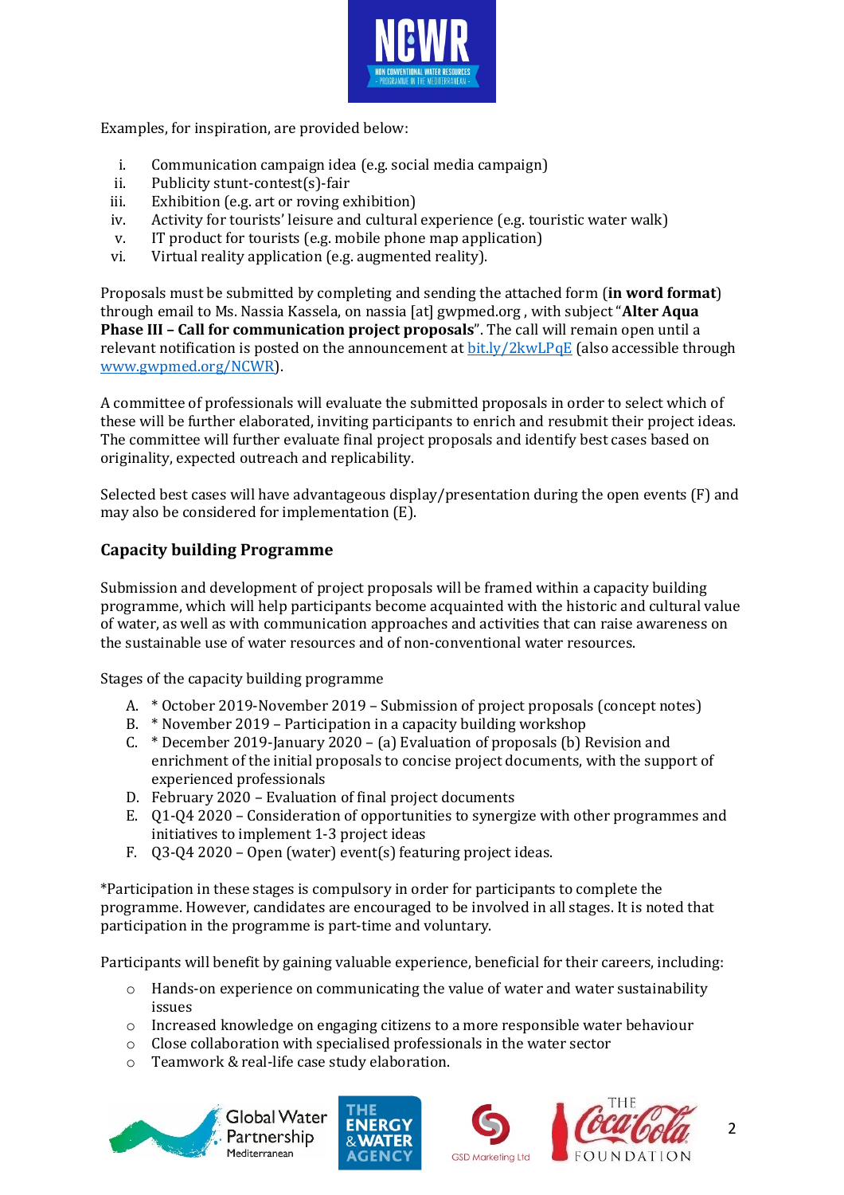Examples, for inspiration, are provided below:

i. Communication campaign idea (e.g. social media campaign)
ii. Publicity stunt-contest(s)-fair
iii. Exhibition (e.g. art or roving exhibition)
iv. Activity for tourists' leisure and cultural experience (e.g. touristic water walk)
v. IT product for tourists (e.g. mobile phone map application)
vi. Virtual reality application (e.g. augmented reality).

Proposals must be submitted by completing and sending the attached form (**in word format**) through email to Ms. Nassia Kassela, on nassia [at] gwpmed.org , with subject "**Alter Aqua Phase III – Call for communication project proposals**". The call will remain open until a relevant notification is posted on the announcement at [bit.ly/2kwLPqE](bit.ly/2kwLPqE) (also accessible through [www.gwpmed.org/NCWR](www.gwpmed.org/NCWR)).

A committee of professionals will evaluate the submitted proposals in order to select which of these will be further elaborated, inviting participants to enrich and resubmit their project ideas. The committee will further evaluate final project proposals and identify best cases based on originality, expected outreach and replicability.

Selected best cases will have advantageous display/presentation during the open events (F) and may also be considered for implementation (E).

## Capacity building Programme

Submission and development of project proposals will be framed within a capacity building programme, which will help participants become acquainted with the historic and cultural value of water, as well as with communication approaches and activities that can raise awareness on the sustainable use of water resources and of non-conventional water resources.

Stages of the capacity building programme

A. * October 2019-November 2019 – Submission of project proposals (concept notes)
B. * November 2019 – Participation in a capacity building workshop
C. * December 2019-January 2020 – (a) Evaluation of proposals (b) Revision and enrichment of the initial proposals to concise project documents, with the support of experienced professionals
D. February 2020 – Evaluation of final project documents
E. Q1-Q4 2020 – Consideration of opportunities to synergize with other programmes and initiatives to implement 1-3 project ideas
F. Q3-Q4 2020 – Open (water) event(s) featuring project ideas.

*Participation in these stages is compulsory in order for participants to complete the programme. However, candidates are encouraged to be involved in all stages. It is noted that participation in the programme is part-time and voluntary.

Participants will benefit by gaining valuable experience, beneficial for their careers, including:

- Hands-on experience on communicating the value of water and water sustainability issues
- Increased knowledge on engaging citizens to a more responsible water behaviour
- Close collaboration with specialised professionals in the water sector
- Teamwork & real-life case study elaboration.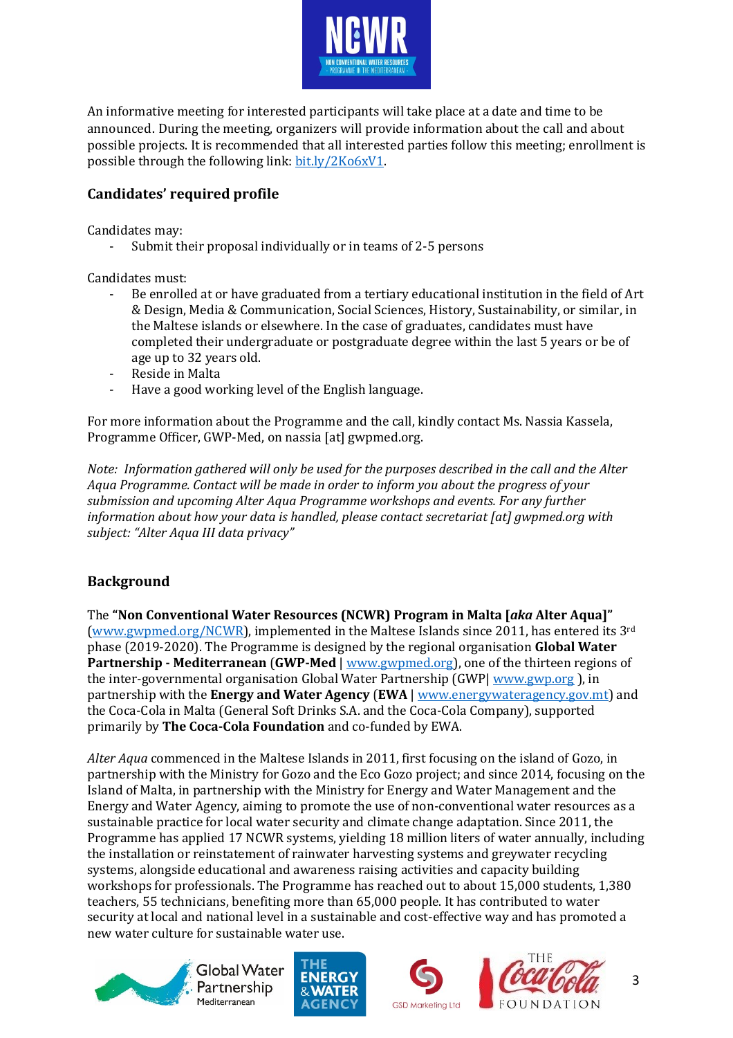An informative meeting for interested participants will take place at a date and time to be announced. During the meeting, organizers will provide information about the call and about possible projects. It is recommended that all interested parties follow this meeting; enrollment is possible through the following link: bit.ly/2Ko6xV1.

## Candidates' required profile

Candidates may:

- Submit their proposal individually or in teams of 2-5 persons

Candidates must:

- Be enrolled at or have graduated from a tertiary educational institution in the field of Art & Design, Media & Communication, Social Sciences, History, Sustainability, or similar, in the Maltese islands or elsewhere. In the case of graduates, candidates must have completed their undergraduate or postgraduate degree within the last 5 years or be of age up to 32 years old.
- Reside in Malta
- Have a good working level of the English language.

For more information about the Programme and the call, kindly contact Ms. Nassia Kassela, Programme Officer, GWP-Med, on nassia [at] gwpmed.org.

*Note: Information gathered will only be used for the purposes described in the call and the Alter Aqua Programme. Contact will be made in order to inform you about the progress of your submission and upcoming Alter Aqua Programme workshops and events. For any further information about how your data is handled, please contact secretariat [at] gwpmed.org with subject: "Alter Aqua III data privacy"*

## Background

The **"Non Conventional Water Resources (NCWR) Program in Malta [*aka* Alter Aqua]"** (www.gwpmed.org/NCWR), implemented in the Maltese Islands since 2011, has entered its 3rd phase (2019-2020). The Programme is designed by the regional organisation **Global Water Partnership - Mediterranean** (**GWP-Med** | www.gwpmed.org), one of the thirteen regions of the inter-governmental organisation Global Water Partnership (GWP| www.gwp.org ), in partnership with the **Energy and Water Agency** (**EWA** | www.energywateragency.gov.mt) and the Coca-Cola in Malta (General Soft Drinks S.A. and the Coca-Cola Company), supported primarily by **The Coca-Cola Foundation** and co-funded by EWA.

*Alter Aqua* commenced in the Maltese Islands in 2011, first focusing on the island of Gozo, in partnership with the Ministry for Gozo and the Eco Gozo project; and since 2014, focusing on the Island of Malta, in partnership with the Ministry for Energy and Water Management and the Energy and Water Agency, aiming to promote the use of non-conventional water resources as a sustainable practice for local water security and climate change adaptation. Since 2011, the Programme has applied 17 NCWR systems, yielding 18 million liters of water annually, including the installation or reinstatement of rainwater harvesting systems and greywater recycling systems, alongside educational and awareness raising activities and capacity building workshops for professionals. The Programme has reached out to about 15,000 students, 1,380 teachers, 55 technicians, benefiting more than 65,000 people. It has contributed to water security at local and national level in a sustainable and cost-effective way and has promoted a new water culture for sustainable water use.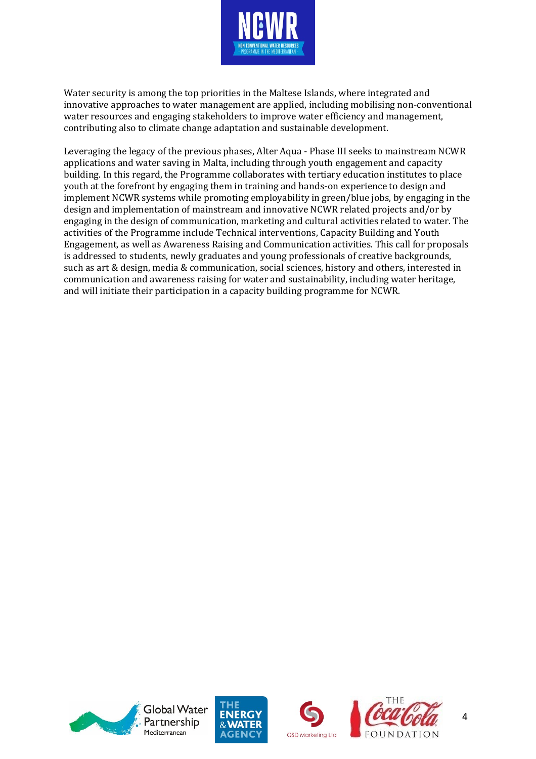Water security is among the top priorities in the Maltese Islands, where integrated and innovative approaches to water management are applied, including mobilising non-conventional water resources and engaging stakeholders to improve water efficiency and management, contributing also to climate change adaptation and sustainable development.

Leveraging the legacy of the previous phases, Alter Aqua - Phase III seeks to mainstream NCWR applications and water saving in Malta, including through youth engagement and capacity building. In this regard, the Programme collaborates with tertiary education institutes to place youth at the forefront by engaging them in training and hands-on experience to design and implement NCWR systems while promoting employability in green/blue jobs, by engaging in the design and implementation of mainstream and innovative NCWR related projects and/or by engaging in the design of communication, marketing and cultural activities related to water. The activities of the Programme include Technical interventions, Capacity Building and Youth Engagement, as well as Awareness Raising and Communication activities. This call for proposals is addressed to students, newly graduates and young professionals of creative backgrounds, such as art & design, media & communication, social sciences, history and others, interested in communication and awareness raising for water and sustainability, including water heritage, and will initiate their participation in a capacity building programme for NCWR.